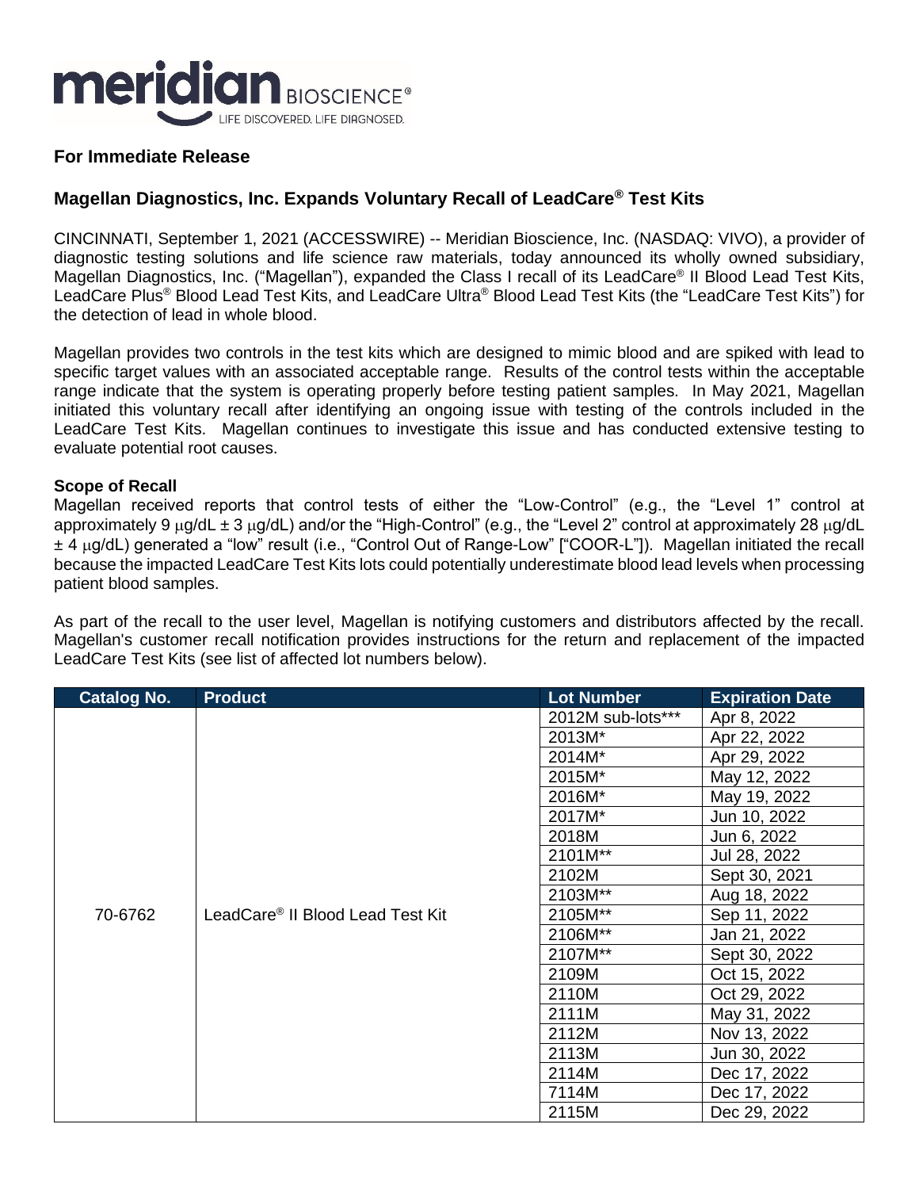# meridian BIOSCIENCE®

LIFE DISCOVERED. LIFE DIAGNOSED.

**For Immediate Release**

## Magellan Diagnostics, Inc. Expands Voluntary Recall of LeadCare® Test Kits

CINCINNATI, September 1, 2021 (ACCESSWIRE) -- Meridian Bioscience, Inc. (NASDAQ: VIVO), a provider of diagnostic testing solutions and life science raw materials, today announced its wholly owned subsidiary, Magellan Diagnostics, Inc. ("Magellan"), expanded the Class I recall of its LeadCare® II Blood Lead Test Kits, LeadCare Plus® Blood Lead Test Kits, and LeadCare Ultra® Blood Lead Test Kits (the "LeadCare Test Kits") for the detection of lead in whole blood.

Magellan provides two controls in the test kits which are designed to mimic blood and are spiked with lead to specific target values with an associated acceptable range. Results of the control tests within the acceptable range indicate that the system is operating properly before testing patient samples. In May 2021, Magellan initiated this voluntary recall after identifying an ongoing issue with testing of the controls included in the LeadCare Test Kits. Magellan continues to investigate this issue and has conducted extensive testing to evaluate potential root causes.

**Scope of Recall**

Magellan received reports that control tests of either the "Low-Control" (e.g., the "Level 1" control at approximately 9 μg/dL ± 3 μg/dL) and/or the "High-Control" (e.g., the "Level 2" control at approximately 28 μg/dL ± 4 μg/dL) generated a "low" result (i.e., "Control Out of Range-Low" ["COOR-L"]). Magellan initiated the recall because the impacted LeadCare Test Kits lots could potentially underestimate blood lead levels when processing patient blood samples.

As part of the recall to the user level, Magellan is notifying customers and distributors affected by the recall. Magellan's customer recall notification provides instructions for the return and replacement of the impacted LeadCare Test Kits (see list of affected lot numbers below).

| Catalog No. | Product | Lot Number | Expiration Date |
|---|---|---|---|
| 70-6762 | LeadCare® II Blood Lead Test Kit | 2012M sub-lots*** | Apr 8, 2022 |
| | | 2013M* | Apr 22, 2022 |
| | | 2014M* | Apr 29, 2022 |
| | | 2015M* | May 12, 2022 |
| | | 2016M* | May 19, 2022 |
| | | 2017M* | Jun 10, 2022 |
| | | 2018M | Jun 6, 2022 |
| | | 2101M** | Jul 28, 2022 |
| | | 2102M | Sept 30, 2021 |
| | | 2103M** | Aug 18, 2022 |
| | | 2105M** | Sep 11, 2022 |
| | | 2106M** | Jan 21, 2022 |
| | | 2107M** | Sept 30, 2022 |
| | | 2109M | Oct 15, 2022 |
| | | 2110M | Oct 29, 2022 |
| | | 2111M | May 31, 2022 |
| | | 2112M | Nov 13, 2022 |
| | | 2113M | Jun 30, 2022 |
| | | 2114M | Dec 17, 2022 |
| | | 7114M | Dec 17, 2022 |
| | | 2115M | Dec 29, 2022 |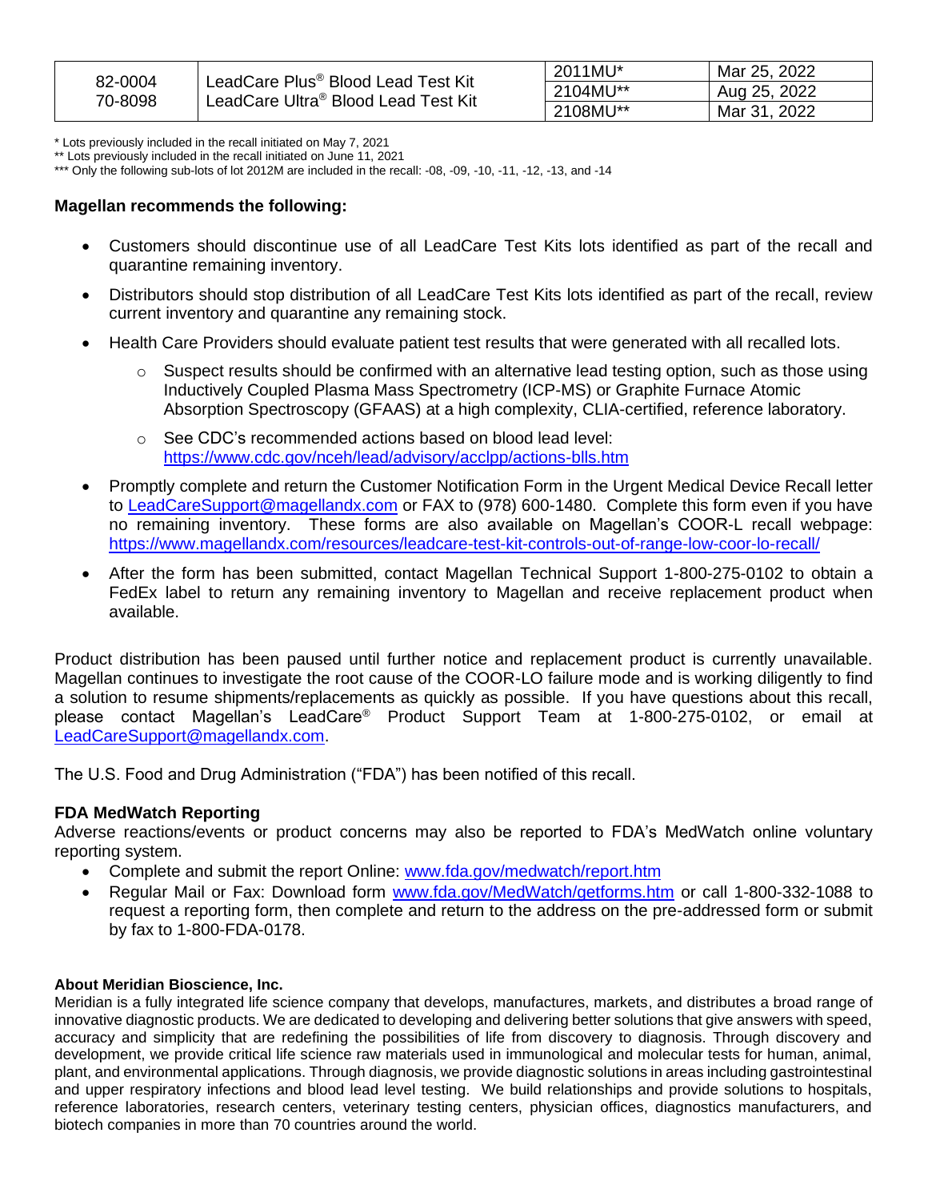| | | | |
|---|---|---|---|
| 82-0004<br>70-8098 | LeadCare Plus® Blood Lead Test Kit<br>LeadCare Ultra® Blood Lead Test Kit | 2011MU* | Mar 25, 2022 |
| | | 2104MU** | Aug 25, 2022 |
| | | 2108MU** | Mar 31, 2022 |

\* Lots previously included in the recall initiated on May 7, 2021
\** Lots previously included in the recall initiated on June 11, 2021
\*** Only the following sub-lots of lot 2012M are included in the recall: -08, -09, -10, -11, -12, -13, and -14

**Magellan recommends the following:**

- Customers should discontinue use of all LeadCare Test Kits lots identified as part of the recall and quarantine remaining inventory.
- Distributors should stop distribution of all LeadCare Test Kits lots identified as part of the recall, review current inventory and quarantine any remaining stock.
- Health Care Providers should evaluate patient test results that were generated with all recalled lots.
  - Suspect results should be confirmed with an alternative lead testing option, such as those using Inductively Coupled Plasma Mass Spectrometry (ICP-MS) or Graphite Furnace Atomic Absorption Spectroscopy (GFAAS) at a high complexity, CLIA-certified, reference laboratory.
  - See CDC's recommended actions based on blood lead level: https://www.cdc.gov/nceh/lead/advisory/acclpp/actions-blls.htm
- Promptly complete and return the Customer Notification Form in the Urgent Medical Device Recall letter to LeadCareSupport@magellandx.com or FAX to (978) 600-1480. Complete this form even if you have no remaining inventory. These forms are also available on Magellan's COOR-L recall webpage: https://www.magellandx.com/resources/leadcare-test-kit-controls-out-of-range-low-coor-lo-recall/
- After the form has been submitted, contact Magellan Technical Support 1-800-275-0102 to obtain a FedEx label to return any remaining inventory to Magellan and receive replacement product when available.

Product distribution has been paused until further notice and replacement product is currently unavailable. Magellan continues to investigate the root cause of the COOR-LO failure mode and is working diligently to find a solution to resume shipments/replacements as quickly as possible. If you have questions about this recall, please contact Magellan's LeadCare® Product Support Team at 1-800-275-0102, or email at LeadCareSupport@magellandx.com.

The U.S. Food and Drug Administration ("FDA") has been notified of this recall.

**FDA MedWatch Reporting**

Adverse reactions/events or product concerns may also be reported to FDA's MedWatch online voluntary reporting system.

- Complete and submit the report Online: www.fda.gov/medwatch/report.htm
- Regular Mail or Fax: Download form www.fda.gov/MedWatch/getforms.htm or call 1-800-332-1088 to request a reporting form, then complete and return to the address on the pre-addressed form or submit by fax to 1-800-FDA-0178.

**About Meridian Bioscience, Inc.**

Meridian is a fully integrated life science company that develops, manufactures, markets, and distributes a broad range of innovative diagnostic products. We are dedicated to developing and delivering better solutions that give answers with speed, accuracy and simplicity that are redefining the possibilities of life from discovery to diagnosis. Through discovery and development, we provide critical life science raw materials used in immunological and molecular tests for human, animal, plant, and environmental applications. Through diagnosis, we provide diagnostic solutions in areas including gastrointestinal and upper respiratory infections and blood lead level testing. We build relationships and provide solutions to hospitals, reference laboratories, research centers, veterinary testing centers, physician offices, diagnostics manufacturers, and biotech companies in more than 70 countries around the world.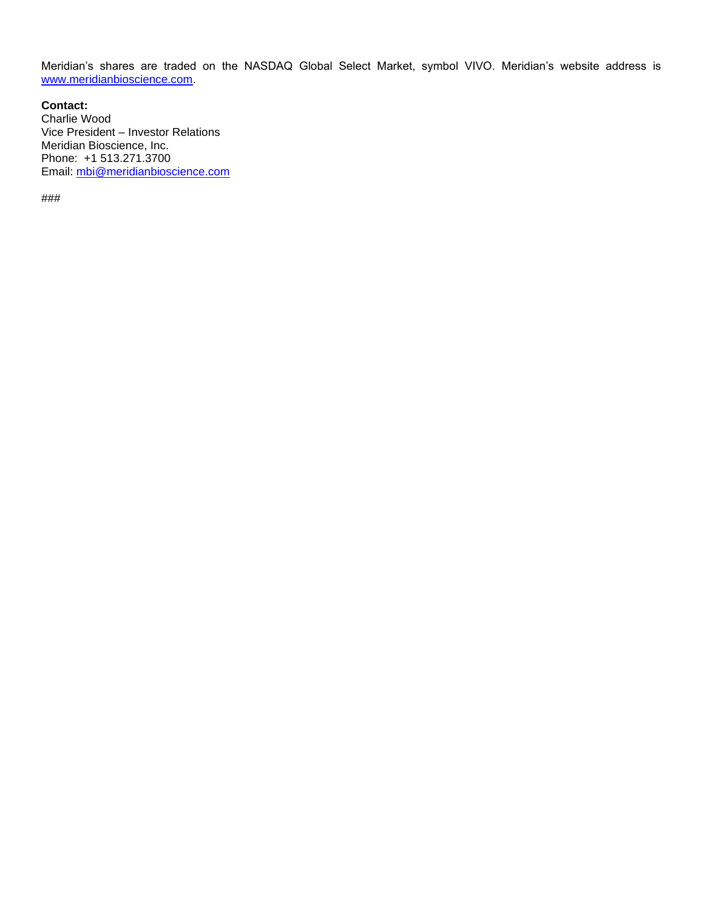Meridian's shares are traded on the NASDAQ Global Select Market, symbol VIVO. Meridian's website address is www.meridianbioscience.com.

**Contact:**
Charlie Wood
Vice President – Investor Relations
Meridian Bioscience, Inc.
Phone: +1 513.271.3700
Email: mbi@meridianbioscience.com

###